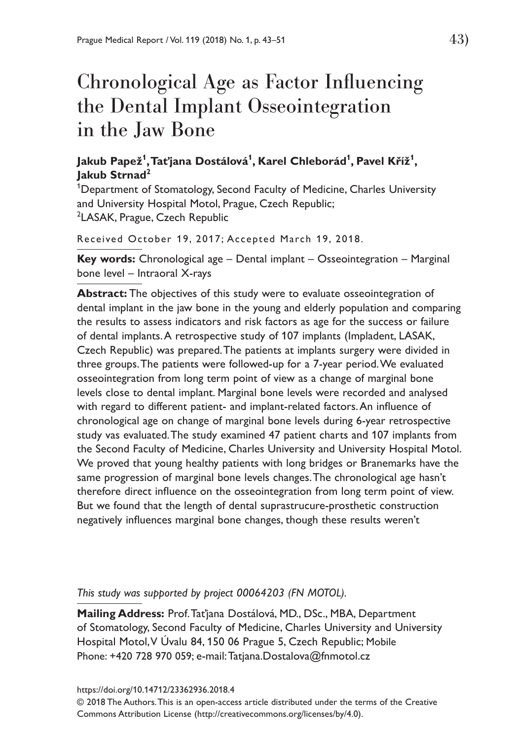# Chronological Age as Factor Influencing the Dental Implant Osseointegration in the Jaw Bone

**Jakub Papež[1], Taťjana Dostálová[1], Karel Chleborád[1], Pavel Kříž[1], Jakub Strnad[2]**

[1]Department of Stomatology, Second Faculty of Medicine, Charles University and University Hospital Motol, Prague, Czech Republic;
[2]LASAK, Prague, Czech Republic

Received October 19, 2017; Accepted March 19, 2018.

**Key words:** Chronological age – Dental implant – Osseointegration – Marginal bone level – Intraoral X-rays

**Abstract:** The objectives of this study were to evaluate osseointegration of dental implant in the jaw bone in the young and elderly population and comparing the results to assess indicators and risk factors as age for the success or failure of dental implants. A retrospective study of 107 implants (Impladent, LASAK, Czech Republic) was prepared. The patients at implants surgery were divided in three groups. The patients were followed-up for a 7-year period. We evaluated osseointegration from long term point of view as a change of marginal bone levels close to dental implant. Marginal bone levels were recorded and analysed with regard to different patient- and implant-related factors. An influence of chronological age on change of marginal bone levels during 6-year retrospective study vas evaluated. The study examined 47 patient charts and 107 implants from the Second Faculty of Medicine, Charles University and University Hospital Motol. We proved that young healthy patients with long bridges or Branemarks have the same progression of marginal bone levels changes. The chronological age hasn't therefore direct influence on the osseointegration from long term point of view. But we found that the length of dental suprastrucure-prosthetic construction negatively influences marginal bone changes, though these results weren't

*This study was supported by project 00064203 (FN MOTOL).*

**Mailing Address:** Prof. Taťjana Dostálová, MD., DSc., MBA, Department of Stomatology, Second Faculty of Medicine, Charles University and University Hospital Motol, V Úvalu 84, 150 06 Prague 5, Czech Republic; Mobile Phone: +420 728 970 059; e-mail: Tatjana.Dostalova@fnmotol.cz

https://doi.org/10.14712/23362936.2018.4

© 2018 The Authors. This is an open-access article distributed under the terms of the Creative Commons Attribution License (http://creativecommons.org/licenses/by/4.0).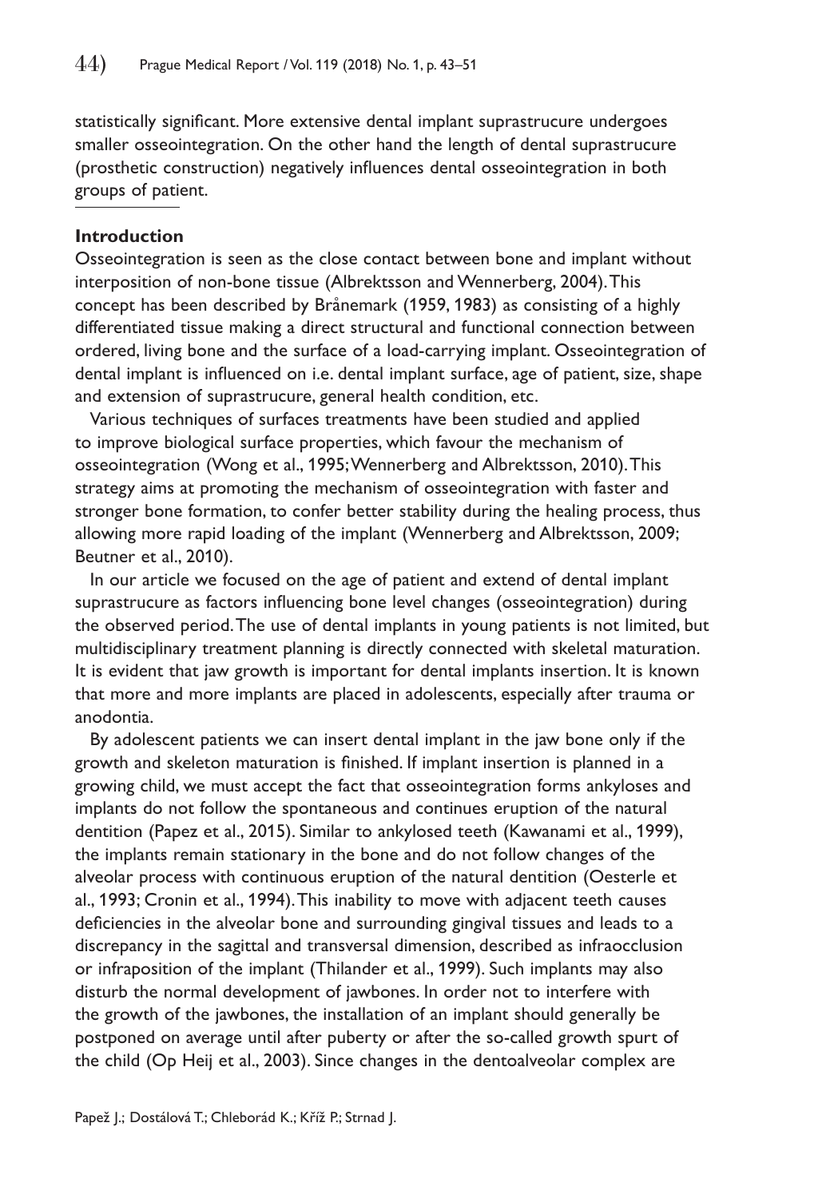statistically significant. More extensive dental implant suprastrucure undergoes smaller osseointegration. On the other hand the length of dental suprastrucure (prosthetic construction) negatively influences dental osseointegration in both groups of patient.

## Introduction

Osseointegration is seen as the close contact between bone and implant without interposition of non-bone tissue (Albrektsson and Wennerberg, 2004). This concept has been described by Brånemark (1959, 1983) as consisting of a highly differentiated tissue making a direct structural and functional connection between ordered, living bone and the surface of a load-carrying implant. Osseointegration of dental implant is influenced on i.e. dental implant surface, age of patient, size, shape and extension of suprastrucure, general health condition, etc.

Various techniques of surfaces treatments have been studied and applied to improve biological surface properties, which favour the mechanism of osseointegration (Wong et al., 1995; Wennerberg and Albrektsson, 2010). This strategy aims at promoting the mechanism of osseointegration with faster and stronger bone formation, to confer better stability during the healing process, thus allowing more rapid loading of the implant (Wennerberg and Albrektsson, 2009; Beutner et al., 2010).

In our article we focused on the age of patient and extend of dental implant suprastrucure as factors influencing bone level changes (osseointegration) during the observed period. The use of dental implants in young patients is not limited, but multidisciplinary treatment planning is directly connected with skeletal maturation. It is evident that jaw growth is important for dental implants insertion. It is known that more and more implants are placed in adolescents, especially after trauma or anodontia.

By adolescent patients we can insert dental implant in the jaw bone only if the growth and skeleton maturation is finished. If implant insertion is planned in a growing child, we must accept the fact that osseointegration forms ankyloses and implants do not follow the spontaneous and continues eruption of the natural dentition (Papez et al., 2015). Similar to ankylosed teeth (Kawanami et al., 1999), the implants remain stationary in the bone and do not follow changes of the alveolar process with continuous eruption of the natural dentition (Oesterle et al., 1993; Cronin et al., 1994). This inability to move with adjacent teeth causes deficiencies in the alveolar bone and surrounding gingival tissues and leads to a discrepancy in the sagittal and transversal dimension, described as infraocclusion or infraposition of the implant (Thilander et al., 1999). Such implants may also disturb the normal development of jawbones. In order not to interfere with the growth of the jawbones, the installation of an implant should generally be postponed on average until after puberty or after the so-called growth spurt of the child (Op Heij et al., 2003). Since changes in the dentoalveolar complex are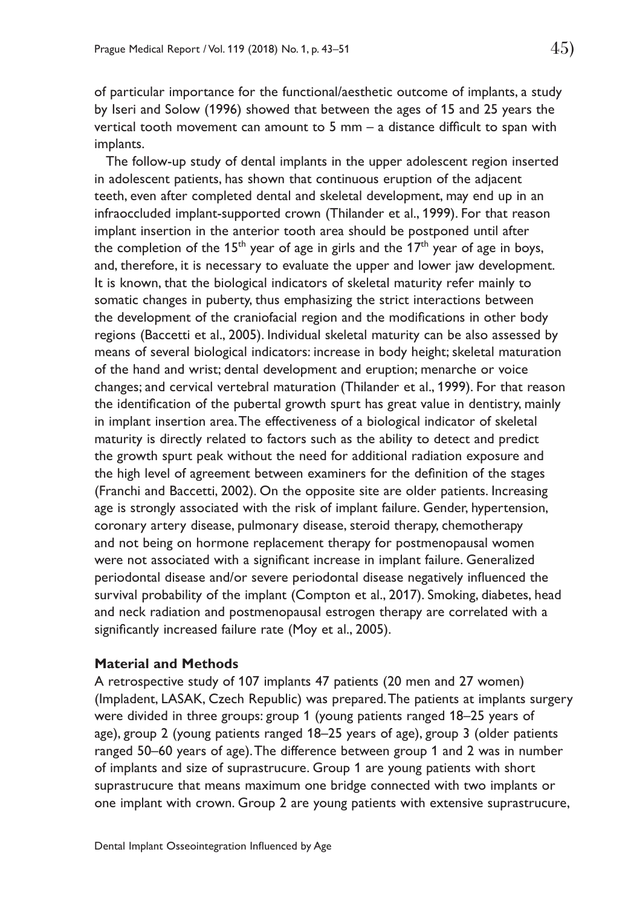of particular importance for the functional/aesthetic outcome of implants, a study by Iseri and Solow (1996) showed that between the ages of 15 and 25 years the vertical tooth movement can amount to 5 mm – a distance difficult to span with implants.

The follow-up study of dental implants in the upper adolescent region inserted in adolescent patients, has shown that continuous eruption of the adjacent teeth, even after completed dental and skeletal development, may end up in an infraoccluded implant-supported crown (Thilander et al., 1999). For that reason implant insertion in the anterior tooth area should be postponed until after the completion of the $15^{th}$ year of age in girls and the $17^{th}$ year of age in boys, and, therefore, it is necessary to evaluate the upper and lower jaw development. It is known, that the biological indicators of skeletal maturity refer mainly to somatic changes in puberty, thus emphasizing the strict interactions between the development of the craniofacial region and the modifications in other body regions (Baccetti et al., 2005). Individual skeletal maturity can be also assessed by means of several biological indicators: increase in body height; skeletal maturation of the hand and wrist; dental development and eruption; menarche or voice changes; and cervical vertebral maturation (Thilander et al., 1999). For that reason the identification of the pubertal growth spurt has great value in dentistry, mainly in implant insertion area. The effectiveness of a biological indicator of skeletal maturity is directly related to factors such as the ability to detect and predict the growth spurt peak without the need for additional radiation exposure and the high level of agreement between examiners for the definition of the stages (Franchi and Baccetti, 2002). On the opposite site are older patients. Increasing age is strongly associated with the risk of implant failure. Gender, hypertension, coronary artery disease, pulmonary disease, steroid therapy, chemotherapy and not being on hormone replacement therapy for postmenopausal women were not associated with a significant increase in implant failure. Generalized periodontal disease and/or severe periodontal disease negatively influenced the survival probability of the implant (Compton et al., 2017). Smoking, diabetes, head and neck radiation and postmenopausal estrogen therapy are correlated with a significantly increased failure rate (Moy et al., 2005).

## Material and Methods

A retrospective study of 107 implants 47 patients (20 men and 27 women) (Impladent, LASAK, Czech Republic) was prepared. The patients at implants surgery were divided in three groups: group 1 (young patients ranged 18–25 years of age), group 2 (young patients ranged 18–25 years of age), group 3 (older patients ranged 50–60 years of age). The difference between group 1 and 2 was in number of implants and size of suprastrucure. Group 1 are young patients with short suprastrucure that means maximum one bridge connected with two implants or one implant with crown. Group 2 are young patients with extensive suprastrucure,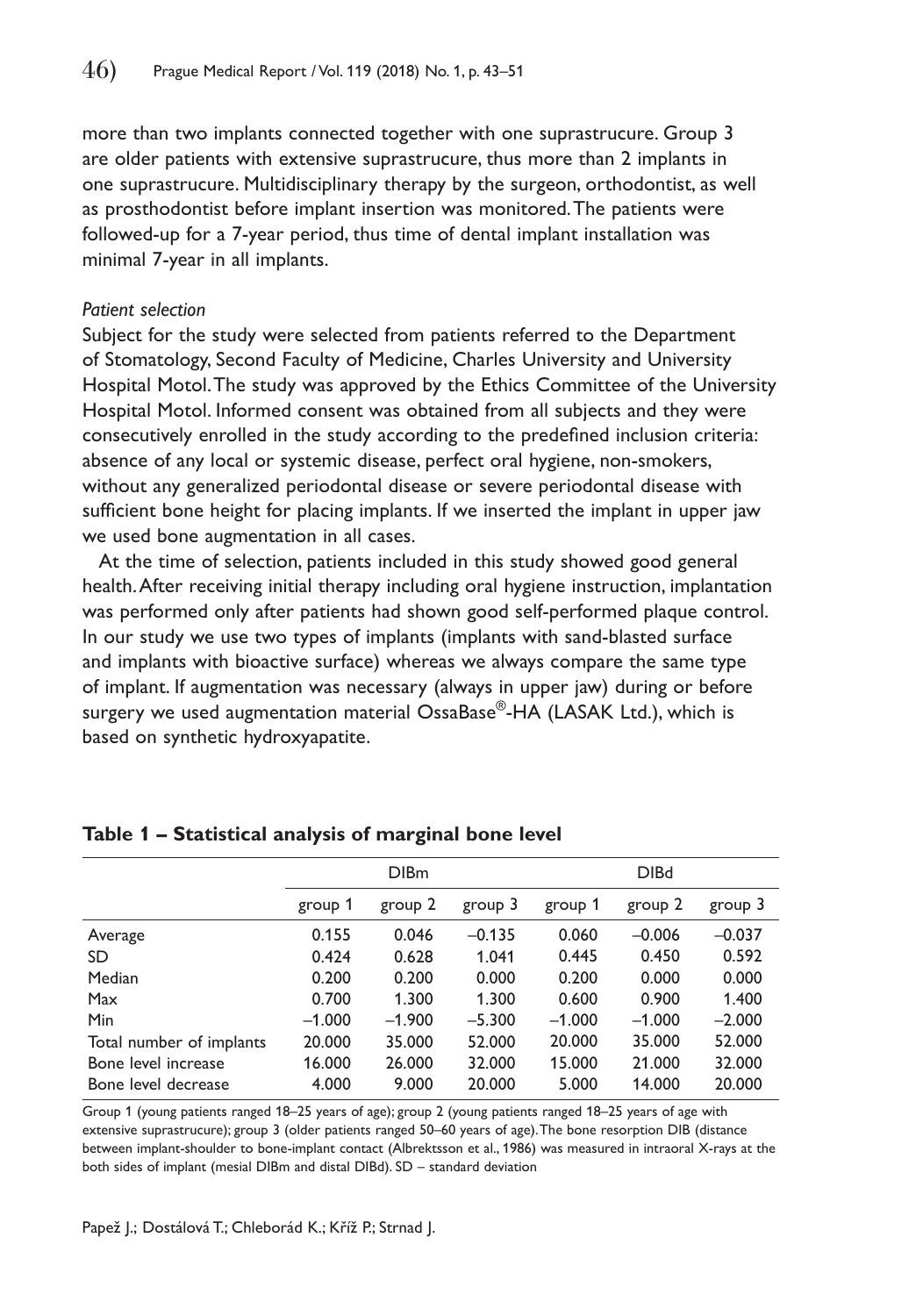more than two implants connected together with one suprastrucure. Group 3 are older patients with extensive suprastrucure, thus more than 2 implants in one suprastrucure. Multidisciplinary therapy by the surgeon, orthodontist, as well as prosthodontist before implant insertion was monitored. The patients were followed-up for a 7-year period, thus time of dental implant installation was minimal 7-year in all implants.

*Patient selection*

Subject for the study were selected from patients referred to the Department of Stomatology, Second Faculty of Medicine, Charles University and University Hospital Motol. The study was approved by the Ethics Committee of the University Hospital Motol. Informed consent was obtained from all subjects and they were consecutively enrolled in the study according to the predefined inclusion criteria: absence of any local or systemic disease, perfect oral hygiene, non-smokers, without any generalized periodontal disease or severe periodontal disease with sufficient bone height for placing implants. If we inserted the implant in upper jaw we used bone augmentation in all cases.

At the time of selection, patients included in this study showed good general health. After receiving initial therapy including oral hygiene instruction, implantation was performed only after patients had shown good self-performed plaque control. In our study we use two types of implants (implants with sand-blasted surface and implants with bioactive surface) whereas we always compare the same type of implant. If augmentation was necessary (always in upper jaw) during or before surgery we used augmentation material OssaBase®-HA (LASAK Ltd.), which is based on synthetic hydroxyapatite.

**Table 1 – Statistical analysis of marginal bone level**

| | DIBm | | | DIBd | | |
|---|---|---|---|---|---|---|
| | group 1 | group 2 | group 3 | group 1 | group 2 | group 3 |
| Average | 0.155 | 0.046 | –0.135 | 0.060 | –0.006 | –0.037 |
| SD | 0.424 | 0.628 | 1.041 | 0.445 | 0.450 | 0.592 |
| Median | 0.200 | 0.200 | 0.000 | 0.200 | 0.000 | 0.000 |
| Max | 0.700 | 1.300 | 1.300 | 0.600 | 0.900 | 1.400 |
| Min | –1.000 | –1.900 | –5.300 | –1.000 | –1.000 | –2.000 |
| Total number of implants | 20.000 | 35.000 | 52.000 | 20.000 | 35.000 | 52.000 |
| Bone level increase | 16.000 | 26.000 | 32.000 | 15.000 | 21.000 | 32.000 |
| Bone level decrease | 4.000 | 9.000 | 20.000 | 5.000 | 14.000 | 20.000 |

Group 1 (young patients ranged 18–25 years of age); group 2 (young patients ranged 18–25 years of age with extensive suprastrucure); group 3 (older patients ranged 50–60 years of age). The bone resorption DIB (distance between implant-shoulder to bone-implant contact (Albrektsson et al., 1986) was measured in intraoral X-rays at the both sides of implant (mesial DIBm and distal DIBd). SD – standard deviation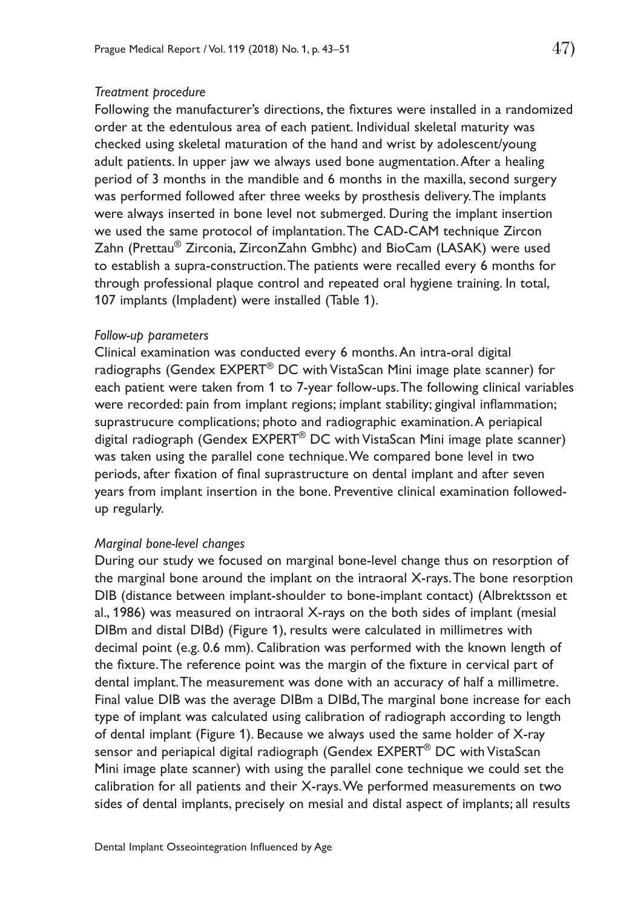*Treatment procedure*

Following the manufacturer's directions, the fixtures were installed in a randomized order at the edentulous area of each patient. Individual skeletal maturity was checked using skeletal maturation of the hand and wrist by adolescent/young adult patients. In upper jaw we always used bone augmentation. After a healing period of 3 months in the mandible and 6 months in the maxilla, second surgery was performed followed after three weeks by prosthesis delivery. The implants were always inserted in bone level not submerged. During the implant insertion we used the same protocol of implantation. The CAD-CAM technique Zircon Zahn (Prettau® Zirconia, ZirconZahn Gmbhc) and BioCam (LASAK) were used to establish a supra-construction. The patients were recalled every 6 months for through professional plaque control and repeated oral hygiene training. In total, 107 implants (Impladent) were installed (Table 1).

*Follow-up parameters*

Clinical examination was conducted every 6 months. An intra-oral digital radiographs (Gendex EXPERT® DC with VistaScan Mini image plate scanner) for each patient were taken from 1 to 7-year follow-ups. The following clinical variables were recorded: pain from implant regions; implant stability; gingival inflammation; suprastrucure complications; photo and radiographic examination. A periapical digital radiograph (Gendex EXPERT® DC with VistaScan Mini image plate scanner) was taken using the parallel cone technique. We compared bone level in two periods, after fixation of final suprastructure on dental implant and after seven years from implant insertion in the bone. Preventive clinical examination followed-up regularly.

*Marginal bone-level changes*

During our study we focused on marginal bone-level change thus on resorption of the marginal bone around the implant on the intraoral X-rays. The bone resorption DIB (distance between implant-shoulder to bone-implant contact) (Albrektsson et al., 1986) was measured on intraoral X-rays on the both sides of implant (mesial DIBm and distal DIBd) (Figure 1), results were calculated in millimetres with decimal point (e.g. 0.6 mm). Calibration was performed with the known length of the fixture. The reference point was the margin of the fixture in cervical part of dental implant. The measurement was done with an accuracy of half a millimetre. Final value DIB was the average DIBm a DIBd, The marginal bone increase for each type of implant was calculated using calibration of radiograph according to length of dental implant (Figure 1). Because we always used the same holder of X-ray sensor and periapical digital radiograph (Gendex EXPERT® DC with VistaScan Mini image plate scanner) with using the parallel cone technique we could set the calibration for all patients and their X-rays. We performed measurements on two sides of dental implants, precisely on mesial and distal aspect of implants; all results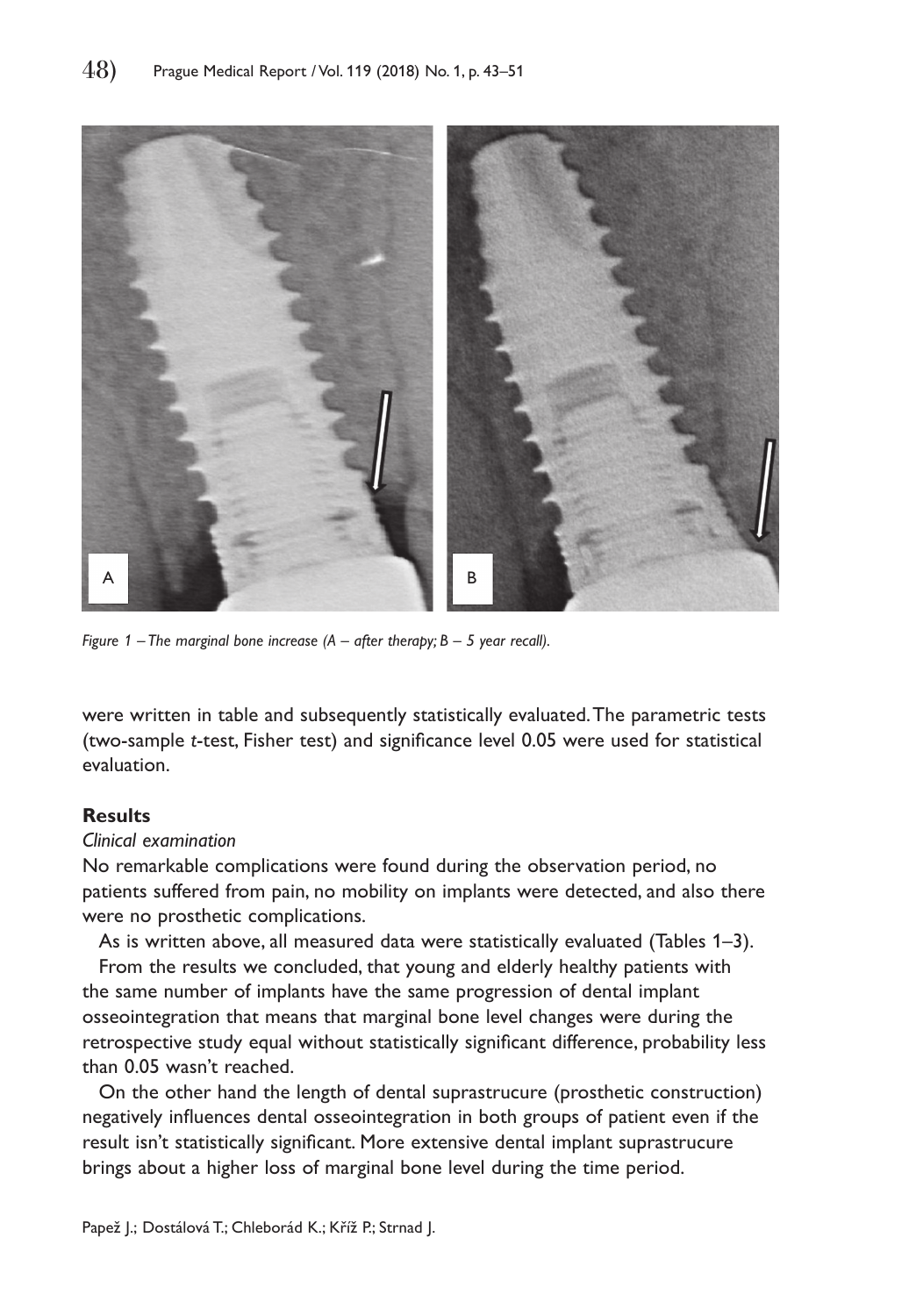*Figure 1 – The marginal bone increase (A – after therapy; B – 5 year recall).*

were written in table and subsequently statistically evaluated. The parametric tests (two-sample *t*-test, Fisher test) and significance level 0.05 were used for statistical evaluation.

## Results

*Clinical examination*

No remarkable complications were found during the observation period, no patients suffered from pain, no mobility on implants were detected, and also there were no prosthetic complications.

As is written above, all measured data were statistically evaluated (Tables 1–3).

From the results we concluded, that young and elderly healthy patients with the same number of implants have the same progression of dental implant osseointegration that means that marginal bone level changes were during the retrospective study equal without statistically significant difference, probability less than 0.05 wasn't reached.

On the other hand the length of dental suprastrucure (prosthetic construction) negatively influences dental osseointegration in both groups of patient even if the result isn't statistically significant. More extensive dental implant suprastrucure brings about a higher loss of marginal bone level during the time period.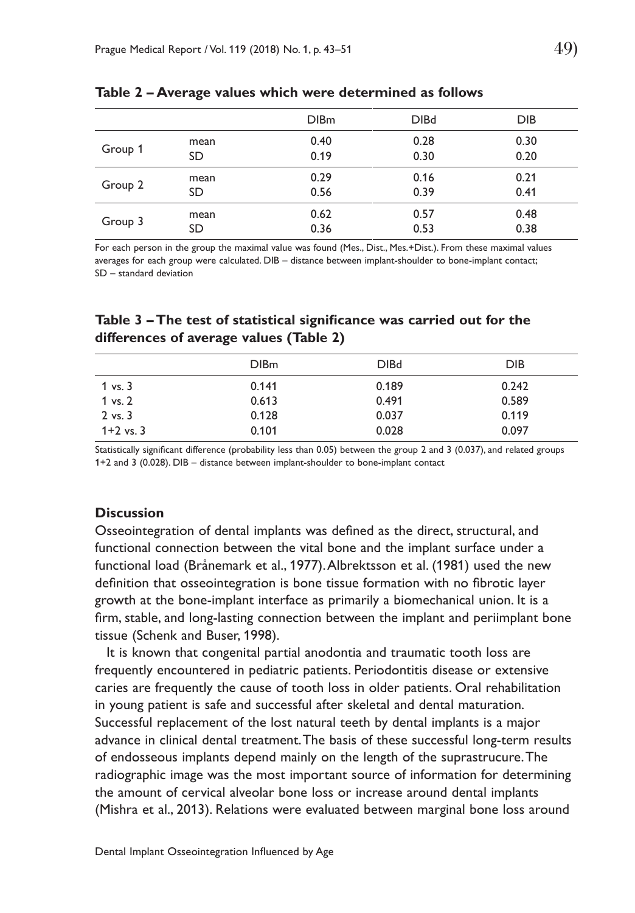**Table 2 – Average values which were determined as follows**

| | | DIBm | DIBd | DIB |
|---|---|---|---|---|
| Group 1 | mean | 0.40 | 0.28 | 0.30 |
| | SD | 0.19 | 0.30 | 0.20 |
| Group 2 | mean | 0.29 | 0.16 | 0.21 |
| | SD | 0.56 | 0.39 | 0.41 |
| Group 3 | mean | 0.62 | 0.57 | 0.48 |
| | SD | 0.36 | 0.53 | 0.38 |

For each person in the group the maximal value was found (Mes., Dist., Mes.+Dist.). From these maximal values averages for each group were calculated. DIB – distance between implant-shoulder to bone-implant contact; SD – standard deviation

**Table 3 – The test of statistical significance was carried out for the differences of average values (Table 2)**

| | DIBm | DIBd | DIB |
|---|---|---|---|
| 1 vs. 3 | 0.141 | 0.189 | 0.242 |
| 1 vs. 2 | 0.613 | 0.491 | 0.589 |
| 2 vs. 3 | 0.128 | 0.037 | 0.119 |
| 1+2 vs. 3 | 0.101 | 0.028 | 0.097 |

Statistically significant difference (probability less than 0.05) between the group 2 and 3 (0.037), and related groups 1+2 and 3 (0.028). DIB – distance between implant-shoulder to bone-implant contact

## Discussion

Osseointegration of dental implants was defined as the direct, structural, and functional connection between the vital bone and the implant surface under a functional load (Brånemark et al., 1977). Albrektsson et al. (1981) used the new definition that osseointegration is bone tissue formation with no fibrotic layer growth at the bone-implant interface as primarily a biomechanical union. It is a firm, stable, and long-lasting connection between the implant and periimplant bone tissue (Schenk and Buser, 1998).

It is known that congenital partial anodontia and traumatic tooth loss are frequently encountered in pediatric patients. Periodontitis disease or extensive caries are frequently the cause of tooth loss in older patients. Oral rehabilitation in young patient is safe and successful after skeletal and dental maturation. Successful replacement of the lost natural teeth by dental implants is a major advance in clinical dental treatment. The basis of these successful long-term results of endosseous implants depend mainly on the length of the suprastrucure. The radiographic image was the most important source of information for determining the amount of cervical alveolar bone loss or increase around dental implants (Mishra et al., 2013). Relations were evaluated between marginal bone loss around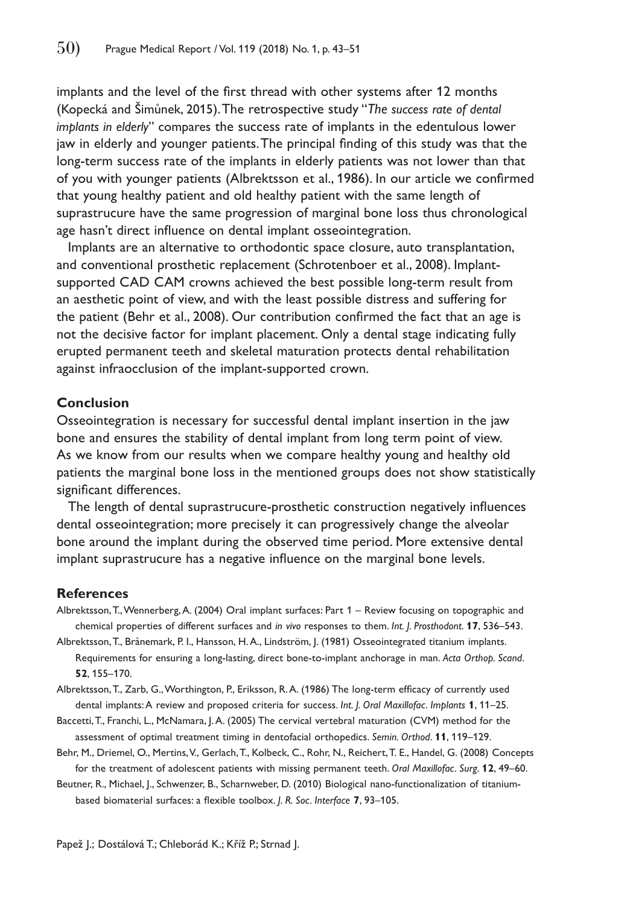implants and the level of the first thread with other systems after 12 months (Kopecká and Šimůnek, 2015). The retrospective study "*The success rate of dental implants in elderly*" compares the success rate of implants in the edentulous lower jaw in elderly and younger patients. The principal finding of this study was that the long-term success rate of the implants in elderly patients was not lower than that of you with younger patients (Albrektsson et al., 1986). In our article we confirmed that young healthy patient and old healthy patient with the same length of suprastrucure have the same progression of marginal bone loss thus chronological age hasn't direct influence on dental implant osseointegration.

Implants are an alternative to orthodontic space closure, auto transplantation, and conventional prosthetic replacement (Schrotenboer et al., 2008). Implant-supported CAD CAM crowns achieved the best possible long-term result from an aesthetic point of view, and with the least possible distress and suffering for the patient (Behr et al., 2008). Our contribution confirmed the fact that an age is not the decisive factor for implant placement. Only a dental stage indicating fully erupted permanent teeth and skeletal maturation protects dental rehabilitation against infraocclusion of the implant-supported crown.

## Conclusion

Osseointegration is necessary for successful dental implant insertion in the jaw bone and ensures the stability of dental implant from long term point of view. As we know from our results when we compare healthy young and healthy old patients the marginal bone loss in the mentioned groups does not show statistically significant differences.

The length of dental suprastrucure-prosthetic construction negatively influences dental osseointegration; more precisely it can progressively change the alveolar bone around the implant during the observed time period. More extensive dental implant suprastrucure has a negative influence on the marginal bone levels.

## References

Albrektsson, T., Wennerberg, A. (2004) Oral implant surfaces: Part 1 – Review focusing on topographic and chemical properties of different surfaces and *in vivo* responses to them. *Int. J. Prosthodont.* **17**, 536–543.

Albrektsson, T., Brånemark, P. I., Hansson, H. A., Lindström, J. (1981) Osseointegrated titanium implants. Requirements for ensuring a long-lasting, direct bone-to-implant anchorage in man. *Acta Orthop. Scand*. **52**, 155–170.

Albrektsson, T., Zarb, G., Worthington, P., Eriksson, R. A. (1986) The long-term efficacy of currently used dental implants: A review and proposed criteria for success. *Int. J. Oral Maxillofac. Implants* **1**, 11–25.

Baccetti, T., Franchi, L., McNamara, J. A. (2005) The cervical vertebral maturation (CVM) method for the assessment of optimal treatment timing in dentofacial orthopedics. *Semin. Orthod*. **11**, 119–129.

Behr, M., Driemel, O., Mertins, V., Gerlach, T., Kolbeck, C., Rohr, N., Reichert, T. E., Handel, G. (2008) Concepts for the treatment of adolescent patients with missing permanent teeth. *Oral Maxillofac. Surg*. **12**, 49–60.

Beutner, R., Michael, J., Schwenzer, B., Scharnweber, D. (2010) Biological nano-functionalization of titanium-based biomaterial surfaces: a flexible toolbox. *J. R. Soc. Interface* **7**, 93–105.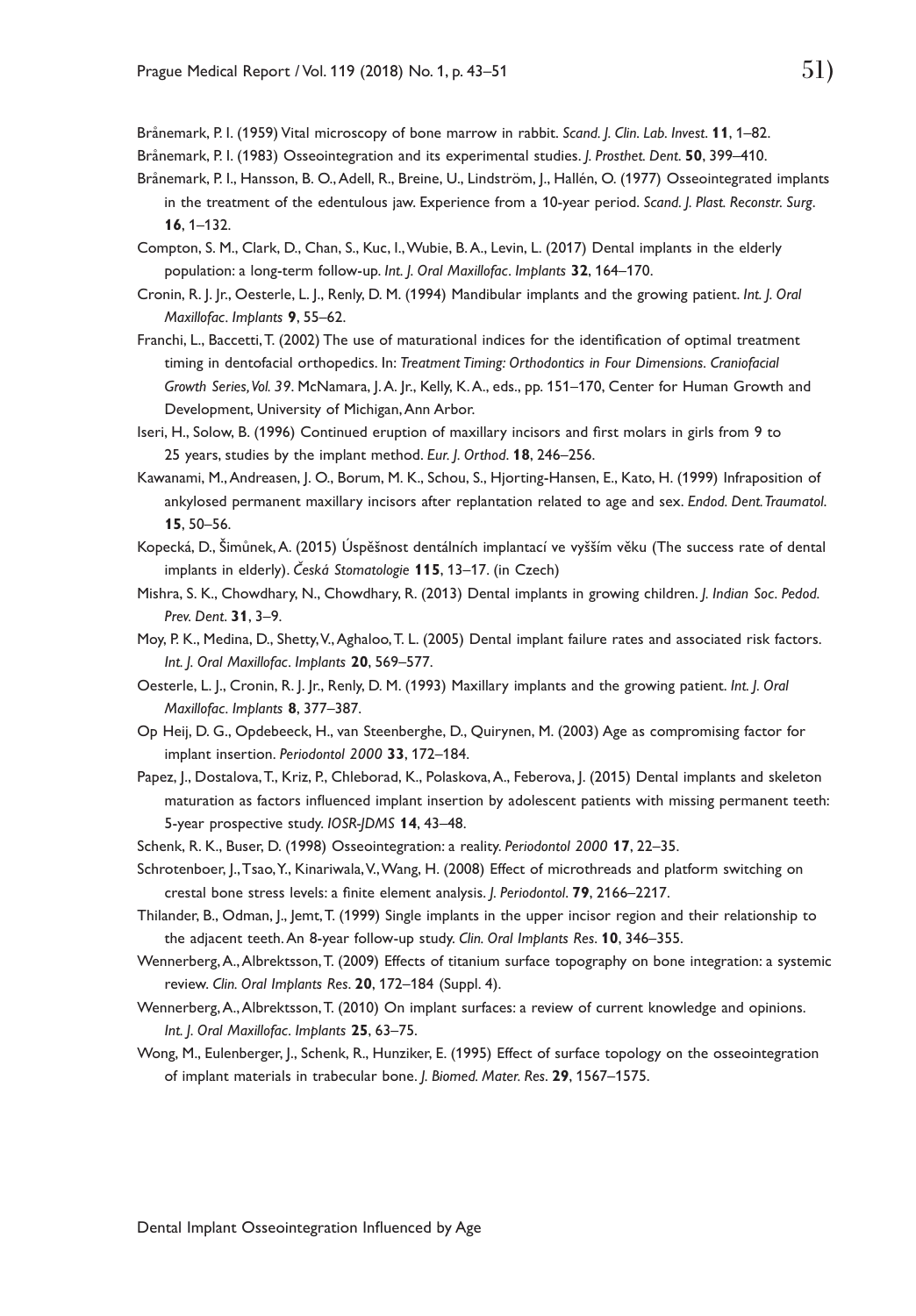Brånemark, P. I. (1959) Vital microscopy of bone marrow in rabbit. *Scand. J. Clin. Lab. Invest.* **11**, 1–82.

Brånemark, P. I. (1983) Osseointegration and its experimental studies. *J. Prosthet. Dent.* **50**, 399–410.

Brånemark, P. I., Hansson, B. O., Adell, R., Breine, U., Lindström, J., Hallén, O. (1977) Osseointegrated implants in the treatment of the edentulous jaw. Experience from a 10-year period. *Scand. J. Plast. Reconstr. Surg*. **16**, 1–132.

Compton, S. M., Clark, D., Chan, S., Kuc, I., Wubie, B. A., Levin, L. (2017) Dental implants in the elderly population: a long-term follow-up. *Int. J. Oral Maxillofac. Implants* **32**, 164–170.

Cronin, R. J. Jr., Oesterle, L. J., Renly, D. M. (1994) Mandibular implants and the growing patient. *Int. J. Oral Maxillofac. Implants* **9**, 55–62.

Franchi, L., Baccetti, T. (2002) The use of maturational indices for the identification of optimal treatment timing in dentofacial orthopedics. In: *Treatment Timing: Orthodontics in Four Dimensions. Craniofacial Growth Series, Vol. 39*. McNamara, J. A. Jr., Kelly, K. A., eds., pp. 151–170, Center for Human Growth and Development, University of Michigan, Ann Arbor.

Iseri, H., Solow, B. (1996) Continued eruption of maxillary incisors and first molars in girls from 9 to 25 years, studies by the implant method. *Eur. J. Orthod*. **18**, 246–256.

Kawanami, M., Andreasen, J. O., Borum, M. K., Schou, S., Hjorting-Hansen, E., Kato, H. (1999) Infraposition of ankylosed permanent maxillary incisors after replantation related to age and sex. *Endod. Dent. Traumatol*. **15**, 50–56.

Kopecká, D., Šimůnek, A. (2015) Úspěšnost dentálních implantací ve vyšším věku (The success rate of dental implants in elderly). *Česká Stomatologie* **115**, 13–17. (in Czech)

Mishra, S. K., Chowdhary, N., Chowdhary, R. (2013) Dental implants in growing children. *J. Indian Soc. Pedod. Prev. Dent*. **31**, 3–9.

Moy, P. K., Medina, D., Shetty, V., Aghaloo, T. L. (2005) Dental implant failure rates and associated risk factors. *Int. J. Oral Maxillofac. Implants* **20**, 569–577.

Oesterle, L. J., Cronin, R. J. Jr., Renly, D. M. (1993) Maxillary implants and the growing patient. *Int. J. Oral Maxillofac. Implants* **8**, 377–387.

Op Heij, D. G., Opdebeeck, H., van Steenberghe, D., Quirynen, M. (2003) Age as compromising factor for implant insertion. *Periodontol 2000* **33**, 172–184.

Papez, J., Dostalova, T., Kriz, P., Chleborad, K., Polaskova, A., Feberova, J. (2015) Dental implants and skeleton maturation as factors influenced implant insertion by adolescent patients with missing permanent teeth: 5-year prospective study. *IOSR-JDMS* **14**, 43–48.

Schenk, R. K., Buser, D. (1998) Osseointegration: a reality. *Periodontol 2000* **17**, 22–35.

Schrotenboer, J., Tsao, Y., Kinariwala, V., Wang, H. (2008) Effect of microthreads and platform switching on crestal bone stress levels: a finite element analysis. *J. Periodontol*. **79**, 2166–2217.

Thilander, B., Odman, J., Jemt, T. (1999) Single implants in the upper incisor region and their relationship to the adjacent teeth. An 8-year follow-up study. *Clin. Oral Implants Res*. **10**, 346–355.

Wennerberg, A., Albrektsson, T. (2009) Effects of titanium surface topography on bone integration: a systemic review. *Clin. Oral Implants Res*. **20**, 172–184 (Suppl. 4).

Wennerberg, A., Albrektsson, T. (2010) On implant surfaces: a review of current knowledge and opinions. *Int. J. Oral Maxillofac. Implants* **25**, 63–75.

Wong, M., Eulenberger, J., Schenk, R., Hunziker, E. (1995) Effect of surface topology on the osseointegration of implant materials in trabecular bone. *J. Biomed. Mater. Res*. **29**, 1567–1575.